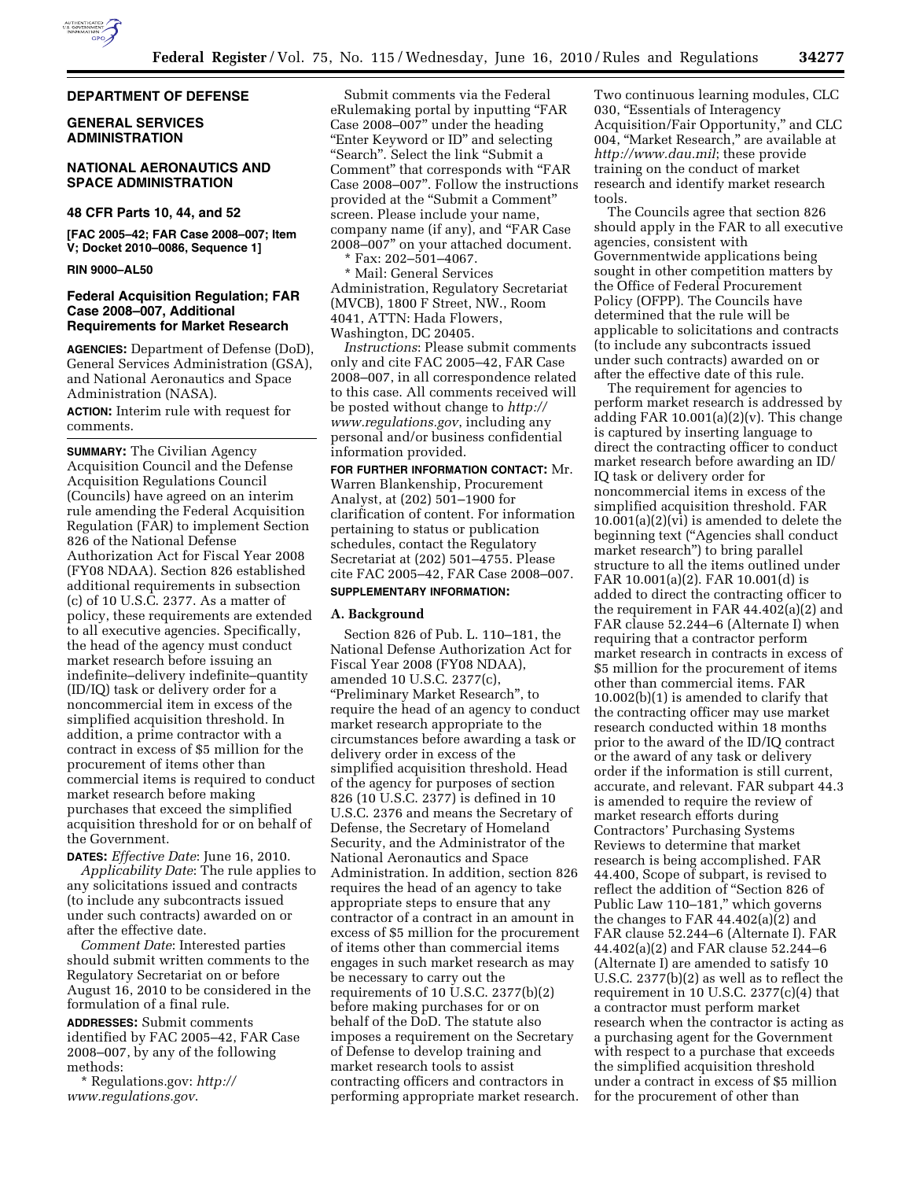**DEPARTMENT OF DEFENSE**

**GENERAL SERVICES ADMINISTRATION**

**NATIONAL AERONAUTICS AND SPACE ADMINISTRATION**

**48 CFR Parts 10, 44, and 52**

**[FAC 2005–42; FAR Case 2008–007; Item V; Docket 2010–0086, Sequence 1]**

**RIN 9000–AL50**

## Federal Acquisition Regulation; FAR Case 2008–007, Additional Requirements for Market Research

**AGENCIES:** Department of Defense (DoD), General Services Administration (GSA), and National Aeronautics and Space Administration (NASA).

**ACTION:** Interim rule with request for comments.

**SUMMARY:** The Civilian Agency Acquisition Council and the Defense Acquisition Regulations Council (Councils) have agreed on an interim rule amending the Federal Acquisition Regulation (FAR) to implement Section 826 of the National Defense Authorization Act for Fiscal Year 2008 (FY08 NDAA). Section 826 established additional requirements in subsection (c) of 10 U.S.C. 2377. As a matter of policy, these requirements are extended to all executive agencies. Specifically, the head of the agency must conduct market research before issuing an indefinite–delivery indefinite–quantity (ID/IQ) task or delivery order for a noncommercial item in excess of the simplified acquisition threshold. In addition, a prime contractor with a contract in excess of $5 million for the procurement of items other than commercial items is required to conduct market research before making purchases that exceed the simplified acquisition threshold for or on behalf of the Government.

**DATES:** *Effective Date*: June 16, 2010.

*Applicability Date*: The rule applies to any solicitations issued and contracts (to include any subcontracts issued under such contracts) awarded on or after the effective date.

*Comment Date*: Interested parties should submit written comments to the Regulatory Secretariat on or before August 16, 2010 to be considered in the formulation of a final rule.

**ADDRESSES:** Submit comments identified by FAC 2005–42, FAR Case 2008–007, by any of the following methods:

* Regulations.gov: *http://www.regulations.gov*.

Submit comments via the Federal eRulemaking portal by inputting "FAR Case 2008–007" under the heading "Enter Keyword or ID" and selecting "Search". Select the link "Submit a Comment" that corresponds with "FAR Case 2008–007". Follow the instructions provided at the "Submit a Comment" screen. Please include your name, company name (if any), and "FAR Case 2008–007" on your attached document.

* Fax: 202–501–4067.
* Mail: General Services Administration, Regulatory Secretariat (MVCB), 1800 F Street, NW., Room 4041, ATTN: Hada Flowers, Washington, DC 20405.

*Instructions*: Please submit comments only and cite FAC 2005–42, FAR Case 2008–007, in all correspondence related to this case. All comments received will be posted without change to *http://www.regulations.gov*, including any personal and/or business confidential information provided.

**FOR FURTHER INFORMATION CONTACT:** Mr. Warren Blankenship, Procurement Analyst, at (202) 501–1900 for clarification of content. For information pertaining to status or publication schedules, contact the Regulatory Secretariat at (202) 501–4755. Please cite FAC 2005–42, FAR Case 2008–007.

**SUPPLEMENTARY INFORMATION:**

### A. Background

Section 826 of Pub. L. 110–181, the National Defense Authorization Act for Fiscal Year 2008 (FY08 NDAA), amended 10 U.S.C. 2377(c), "Preliminary Market Research", to require the head of an agency to conduct market research appropriate to the circumstances before awarding a task or delivery order in excess of the simplified acquisition threshold. Head of the agency for purposes of section 826 (10 U.S.C. 2377) is defined in 10 U.S.C. 2376 and means the Secretary of Defense, the Secretary of Homeland Security, and the Administrator of the National Aeronautics and Space Administration. In addition, section 826 requires the head of an agency to take appropriate steps to ensure that any contractor of a contract in an amount in excess of $5 million for the procurement of items other than commercial items engages in such market research as may be necessary to carry out the requirements of 10 U.S.C. 2377(b)(2) before making purchases for or on behalf of the DoD. The statute also imposes a requirement on the Secretary of Defense to develop training and market research tools to assist contracting officers and contractors in performing appropriate market research. Two continuous learning modules, CLC 030, "Essentials of Interagency Acquisition/Fair Opportunity," and CLC 004, "Market Research," are available at *http://www.dau.mil*; these provide training on the conduct of market research and identify market research tools.

The Councils agree that section 826 should apply in the FAR to all executive agencies, consistent with Governmentwide applications being sought in other competition matters by the Office of Federal Procurement Policy (OFPP). The Councils have determined that the rule will be applicable to solicitations and contracts (to include any subcontracts issued under such contracts) awarded on or after the effective date of this rule.

The requirement for agencies to perform market research is addressed by adding FAR 10.001(a)(2)(v). This change is captured by inserting language to direct the contracting officer to conduct market research before awarding an ID/IQ task or delivery order for noncommercial items in excess of the simplified acquisition threshold. FAR 10.001(a)(2)(vi) is amended to delete the beginning text ("Agencies shall conduct market research") to bring parallel structure to all the items outlined under FAR 10.001(a)(2). FAR 10.001(d) is added to direct the contracting officer to the requirement in FAR 44.402(a)(2) and FAR clause 52.244–6 (Alternate I) when requiring that a contractor perform market research in contracts in excess of $5 million for the procurement of items other than commercial items. FAR 10.002(b)(1) is amended to clarify that the contracting officer may use market research conducted within 18 months prior to the award of the ID/IQ contract or the award of any task or delivery order if the information is still current, accurate, and relevant. FAR subpart 44.3 is amended to require the review of market research efforts during Contractors' Purchasing Systems Reviews to determine that market research is being accomplished. FAR 44.400, Scope of subpart, is revised to reflect the addition of "Section 826 of Public Law 110–181," which governs the changes to FAR 44.402(a)(2) and FAR clause 52.244–6 (Alternate I). FAR 44.402(a)(2) and FAR clause 52.244–6 (Alternate I) are amended to satisfy 10 U.S.C. 2377(b)(2) as well as to reflect the requirement in 10 U.S.C. 2377(c)(4) that a contractor must perform market research when the contractor is acting as a purchasing agent for the Government with respect to a purchase that exceeds the simplified acquisition threshold under a contract in excess of $5 million for the procurement of other than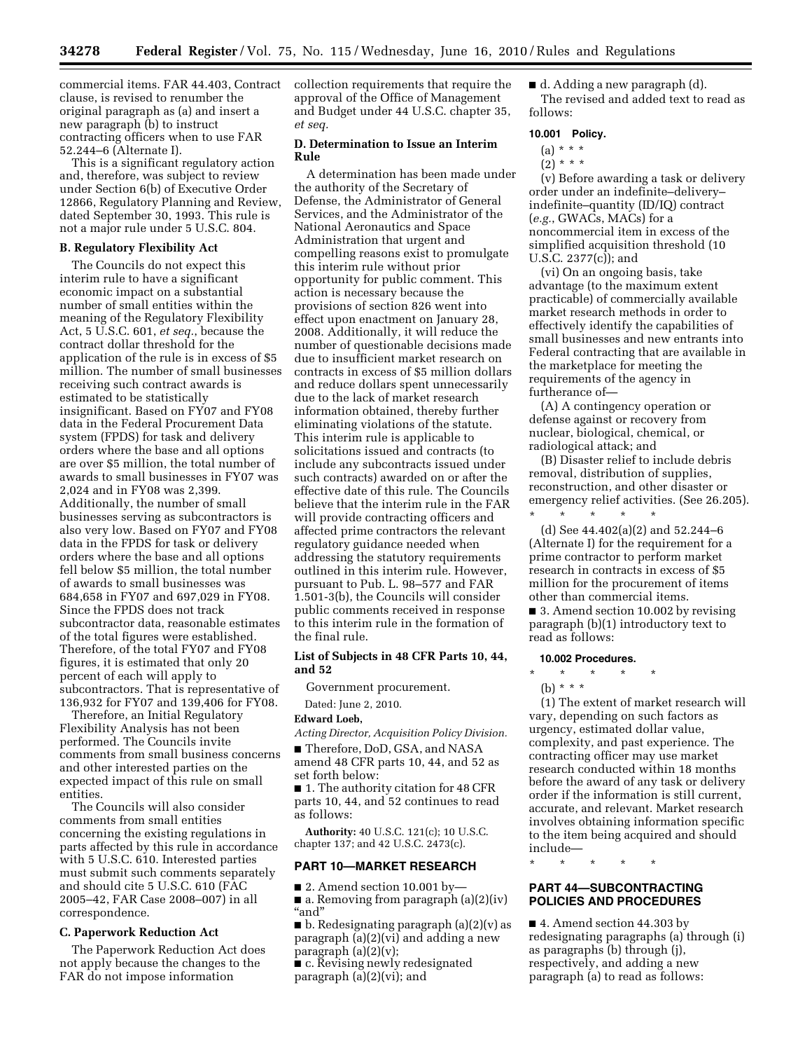commercial items. FAR 44.403, Contract clause, is revised to renumber the original paragraph as (a) and insert a new paragraph (b) to instruct contracting officers when to use FAR 52.244–6 (Alternate I).

This is a significant regulatory action and, therefore, was subject to review under Section 6(b) of Executive Order 12866, Regulatory Planning and Review, dated September 30, 1993. This rule is not a major rule under 5 U.S.C. 804.

### B. Regulatory Flexibility Act

The Councils do not expect this interim rule to have a significant economic impact on a substantial number of small entities within the meaning of the Regulatory Flexibility Act, 5 U.S.C. 601, *et seq.*, because the contract dollar threshold for the application of the rule is in excess of $5 million. The number of small businesses receiving such contract awards is estimated to be statistically insignificant. Based on FY07 and FY08 data in the Federal Procurement Data system (FPDS) for task and delivery orders where the base and all options are over $5 million, the total number of awards to small businesses in FY07 was 2,024 and in FY08 was 2,399. Additionally, the number of small businesses serving as subcontractors is also very low. Based on FY07 and FY08 data in the FPDS for task or delivery orders where the base and all options fell below $5 million, the total number of awards to small businesses was 684,658 in FY07 and 697,029 in FY08. Since the FPDS does not track subcontractor data, reasonable estimates of the total figures were established. Therefore, of the total FY07 and FY08 figures, it is estimated that only 20 percent of each will apply to subcontractors. That is representative of 136,932 for FY07 and 139,406 for FY08.

Therefore, an Initial Regulatory Flexibility Analysis has not been performed. The Councils invite comments from small business concerns and other interested parties on the expected impact of this rule on small entities.

The Councils will also consider comments from small entities concerning the existing regulations in parts affected by this rule in accordance with 5 U.S.C. 610. Interested parties must submit such comments separately and should cite 5 U.S.C. 610 (FAC 2005–42, FAR Case 2008–007) in all correspondence.

### C. Paperwork Reduction Act

The Paperwork Reduction Act does not apply because the changes to the FAR do not impose information collection requirements that require the approval of the Office of Management and Budget under 44 U.S.C. chapter 35, *et seq.*

### D. Determination to Issue an Interim Rule

A determination has been made under the authority of the Secretary of Defense, the Administrator of General Services, and the Administrator of the National Aeronautics and Space Administration that urgent and compelling reasons exist to promulgate this interim rule without prior opportunity for public comment. This action is necessary because the provisions of section 826 went into effect upon enactment on January 28, 2008. Additionally, it will reduce the number of questionable decisions made due to insufficient market research on contracts in excess of $5 million dollars and reduce dollars spent unnecessarily due to the lack of market research information obtained, thereby further eliminating violations of the statute. This interim rule is applicable to solicitations issued and contracts (to include any subcontracts issued under such contracts) awarded on or after the effective date of this rule. The Councils believe that the interim rule in the FAR will provide contracting officers and affected prime contractors the relevant regulatory guidance needed when addressing the statutory requirements outlined in this interim rule. However, pursuant to Pub. L. 98–577 and FAR 1.501-3(b), the Councils will consider public comments received in response to this interim rule in the formation of the final rule.

### List of Subjects in 48 CFR Parts 10, 44, and 52

Government procurement.

Dated: June 2, 2010.

**Edward Loeb,**

*Acting Director, Acquisition Policy Division.*

■ Therefore, DoD, GSA, and NASA amend 48 CFR parts 10, 44, and 52 as set forth below:

■ 1. The authority citation for 48 CFR parts 10, 44, and 52 continues to read as follows:

**Authority:** 40 U.S.C. 121(c); 10 U.S.C. chapter 137; and 42 U.S.C. 2473(c).

## PART 10—MARKET RESEARCH

■ 2. Amend section 10.001 by—

■ a. Removing from paragraph (a)(2)(iv) "and"

■ b. Redesignating paragraph (a)(2)(v) as paragraph (a)(2)(vi) and adding a new paragraph (a)(2)(v);

■ c. Revising newly redesignated paragraph (a)(2)(vi); and

■ d. Adding a new paragraph (d).

The revised and added text to read as follows:

**10.001 Policy.**

(a) * * *

(2) * * *

(v) Before awarding a task or delivery order under an indefinite–delivery–indefinite–quantity (ID/IQ) contract (*e.g.*, GWACs, MACs) for a noncommercial item in excess of the simplified acquisition threshold (10 U.S.C. 2377(c)); and

(vi) On an ongoing basis, take advantage (to the maximum extent practicable) of commercially available market research methods in order to effectively identify the capabilities of small businesses and new entrants into Federal contracting that are available in the marketplace for meeting the requirements of the agency in furtherance of—

(A) A contingency operation or defense against or recovery from nuclear, biological, chemical, or radiological attack; and

(B) Disaster relief to include debris removal, distribution of supplies, reconstruction, and other disaster or emergency relief activities. (See 26.205).

\* \* \* \* \*

(d) See 44.402(a)(2) and 52.244–6 (Alternate I) for the requirement for a prime contractor to perform market research in contracts in excess of $5 million for the procurement of items other than commercial items.

■ 3. Amend section 10.002 by revising paragraph (b)(1) introductory text to read as follows:

**10.002 Procedures.**

\* \* \* \* \*

(b) * * *

(1) The extent of market research will vary, depending on such factors as urgency, estimated dollar value, complexity, and past experience. The contracting officer may use market research conducted within 18 months before the award of any task or delivery order if the information is still current, accurate, and relevant. Market research involves obtaining information specific to the item being acquired and should include—

\* \* \* \* \*

## PART 44—SUBCONTRACTING POLICIES AND PROCEDURES

■ 4. Amend section 44.303 by redesignating paragraphs (a) through (i) as paragraphs (b) through (j), respectively, and adding a new paragraph (a) to read as follows: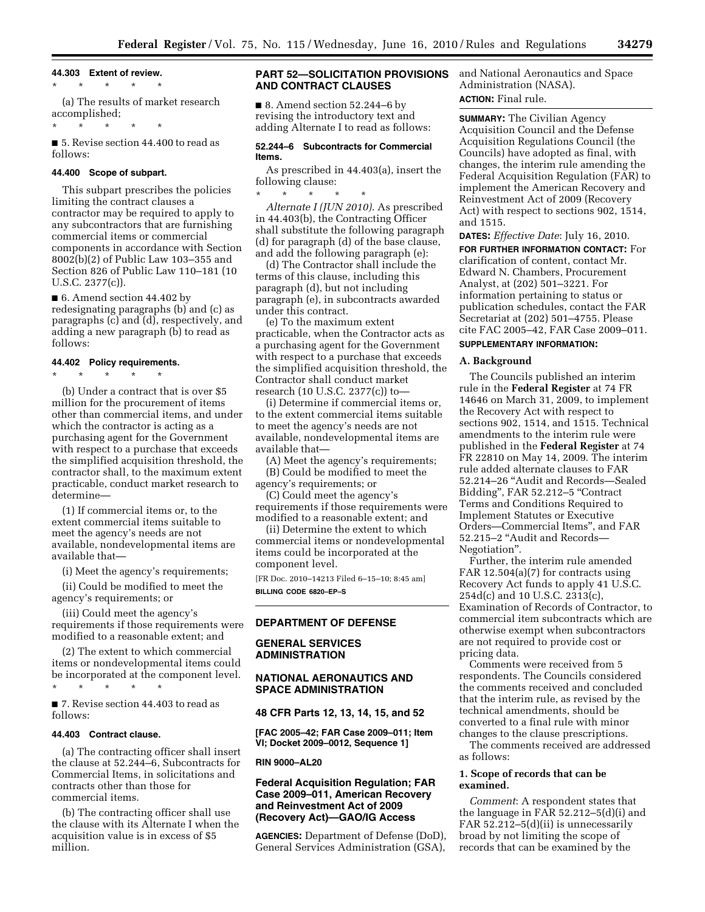**44.303 Extent of review.**

\* \* \* \* \*

(a) The results of market research accomplished;

\* \* \* \* \*

■ 5. Revise section 44.400 to read as follows:

**44.400 Scope of subpart.**

This subpart prescribes the policies limiting the contract clauses a contractor may be required to apply to any subcontractors that are furnishing commercial items or commercial components in accordance with Section 8002(b)(2) of Public Law 103–355 and Section 826 of Public Law 110–181 (10 U.S.C. 2377(c)).

■ 6. Amend section 44.402 by redesignating paragraphs (b) and (c) as paragraphs (c) and (d), respectively, and adding a new paragraph (b) to read as follows:

**44.402 Policy requirements.**

\* \* \* \* \*

(b) Under a contract that is over $5 million for the procurement of items other than commercial items, and under which the contractor is acting as a purchasing agent for the Government with respect to a purchase that exceeds the simplified acquisition threshold, the contractor shall, to the maximum extent practicable, conduct market research to determine—

(1) If commercial items or, to the extent commercial items suitable to meet the agency's needs are not available, nondevelopmental items are available that—

(i) Meet the agency's requirements;

(ii) Could be modified to meet the agency's requirements; or

(iii) Could meet the agency's requirements if those requirements were modified to a reasonable extent; and

(2) The extent to which commercial items or nondevelopmental items could be incorporated at the component level.

\* \* \* \* \*

■ 7. Revise section 44.403 to read as follows:

**44.403 Contract clause.**

(a) The contracting officer shall insert the clause at 52.244–6, Subcontracts for Commercial Items, in solicitations and contracts other than those for commercial items.

(b) The contracting officer shall use the clause with its Alternate I when the acquisition value is in excess of $5 million.

## PART 52—SOLICITATION PROVISIONS AND CONTRACT CLAUSES

■ 8. Amend section 52.244–6 by revising the introductory text and adding Alternate I to read as follows:

**52.244–6 Subcontracts for Commercial Items.**

As prescribed in 44.403(a), insert the following clause:

\* \* \* \* \*

*Alternate I (JUN 2010).* As prescribed in 44.403(b), the Contracting Officer shall substitute the following paragraph (d) for paragraph (d) of the base clause, and add the following paragraph (e):

(d) The Contractor shall include the terms of this clause, including this paragraph (d), but not including paragraph (e), in subcontracts awarded under this contract.

(e) To the maximum extent practicable, when the Contractor acts as a purchasing agent for the Government with respect to a purchase that exceeds the simplified acquisition threshold, the Contractor shall conduct market research (10 U.S.C. 2377(c)) to—

(i) Determine if commercial items or, to the extent commercial items suitable to meet the agency's needs are not available, nondevelopmental items are available that—

(A) Meet the agency's requirements;

(B) Could be modified to meet the agency's requirements; or

(C) Could meet the agency's requirements if those requirements were modified to a reasonable extent; and

(ii) Determine the extent to which commercial items or nondevelopmental items could be incorporated at the component level.

[FR Doc. 2010–14213 Filed 6–15–10; 8:45 am]

**BILLING CODE 6820–EP–S**

---

**DEPARTMENT OF DEFENSE**

**GENERAL SERVICES ADMINISTRATION**

**NATIONAL AERONAUTICS AND SPACE ADMINISTRATION**

**48 CFR Parts 12, 13, 14, 15, and 52**

**[FAC 2005–42; FAR Case 2009–011; Item VI; Docket 2009–0012, Sequence 1]**

**RIN 9000–AL20**

## Federal Acquisition Regulation; FAR Case 2009–011, American Recovery and Reinvestment Act of 2009 (Recovery Act)—GAO/IG Access

**AGENCIES:** Department of Defense (DoD), General Services Administration (GSA), and National Aeronautics and Space Administration (NASA).

**ACTION:** Final rule.

**SUMMARY:** The Civilian Agency Acquisition Council and the Defense Acquisition Regulations Council (the Councils) have adopted as final, with changes, the interim rule amending the Federal Acquisition Regulation (FAR) to implement the American Recovery and Reinvestment Act of 2009 (Recovery Act) with respect to sections 902, 1514, and 1515.

**DATES:** *Effective Date*: July 16, 2010.

**FOR FURTHER INFORMATION CONTACT:** For clarification of content, contact Mr. Edward N. Chambers, Procurement Analyst, at (202) 501–3221. For information pertaining to status or publication schedules, contact the FAR Secretariat at (202) 501–4755. Please cite FAC 2005–42, FAR Case 2009–011.

**SUPPLEMENTARY INFORMATION:**

### A. Background

The Councils published an interim rule in the **Federal Register** at 74 FR 14646 on March 31, 2009, to implement the Recovery Act with respect to sections 902, 1514, and 1515. Technical amendments to the interim rule were published in the **Federal Register** at 74 FR 22810 on May 14, 2009. The interim rule added alternate clauses to FAR 52.214–26 "Audit and Records—Sealed Bidding", FAR 52.212–5 "Contract Terms and Conditions Required to Implement Statutes or Executive Orders—Commercial Items", and FAR 52.215–2 "Audit and Records—Negotiation".

Further, the interim rule amended FAR 12.504(a)(7) for contracts using Recovery Act funds to apply 41 U.S.C. 254d(c) and 10 U.S.C. 2313(c), Examination of Records of Contractor, to commercial item subcontracts which are otherwise exempt when subcontractors are not required to provide cost or pricing data.

Comments were received from 5 respondents. The Councils considered the comments received and concluded that the interim rule, as revised by the technical amendments, should be converted to a final rule with minor changes to the clause prescriptions.

The comments received are addressed as follows:

#### 1. Scope of records that can be examined.

*Comment*: A respondent states that the language in FAR 52.212–5(d)(i) and FAR 52.212–5(d)(ii) is unnecessarily broad by not limiting the scope of records that can be examined by the